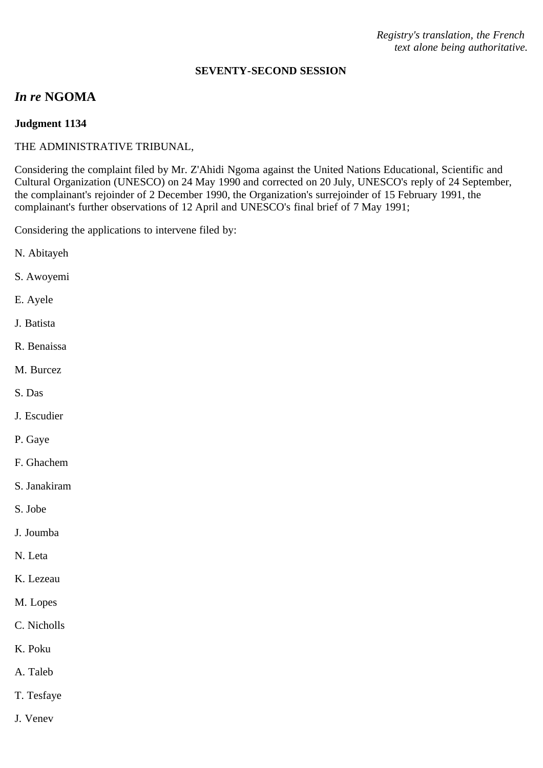*Registry's translation, the French text alone being authoritative.*

**SEVENTY-SECOND SESSION**

## *In re* NGOMA

**Judgment 1134**

THE ADMINISTRATIVE TRIBUNAL,

Considering the complaint filed by Mr. Z'Ahidi Ngoma against the United Nations Educational, Scientific and Cultural Organization (UNESCO) on 24 May 1990 and corrected on 20 July, UNESCO's reply of 24 September, the complainant's rejoinder of 2 December 1990, the Organization's surrejoinder of 15 February 1991, the complainant's further observations of 12 April and UNESCO's final brief of 7 May 1991;

Considering the applications to intervene filed by:

N. Abitayeh

S. Awoyemi

E. Ayele

J. Batista

R. Benaissa

M. Burcez

S. Das

J. Escudier

P. Gaye

F. Ghachem

S. Janakiram

S. Jobe

J. Joumba

N. Leta

K. Lezeau

M. Lopes

C. Nicholls

K. Poku

A. Taleb

T. Tesfaye

J. Venev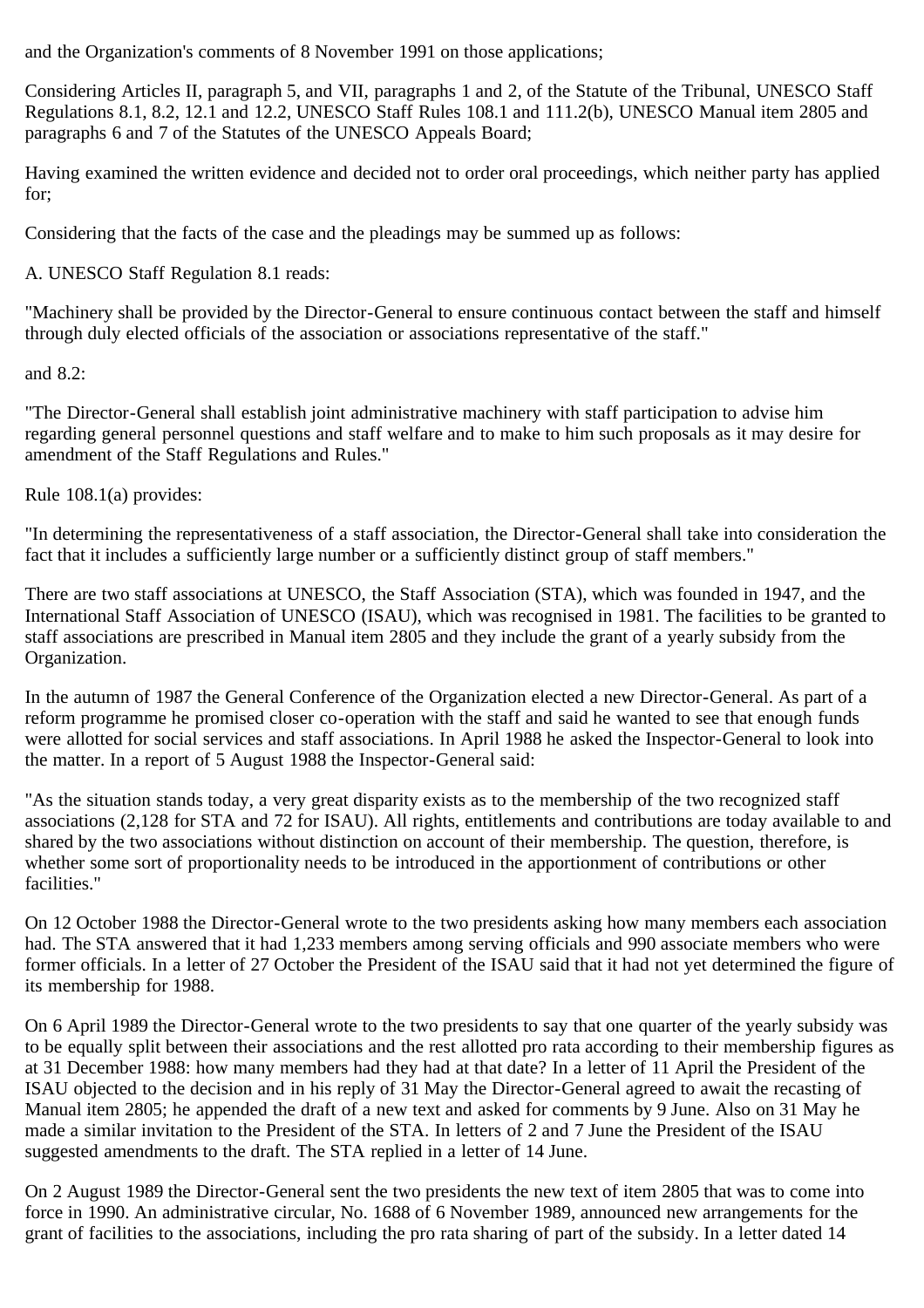and the Organization's comments of 8 November 1991 on those applications;

Considering Articles II, paragraph 5, and VII, paragraphs 1 and 2, of the Statute of the Tribunal, UNESCO Staff Regulations 8.1, 8.2, 12.1 and 12.2, UNESCO Staff Rules 108.1 and 111.2(b), UNESCO Manual item 2805 and paragraphs 6 and 7 of the Statutes of the UNESCO Appeals Board;

Having examined the written evidence and decided not to order oral proceedings, which neither party has applied for;

Considering that the facts of the case and the pleadings may be summed up as follows:

A. UNESCO Staff Regulation 8.1 reads:

"Machinery shall be provided by the Director-General to ensure continuous contact between the staff and himself through duly elected officials of the association or associations representative of the staff."

and 8.2:

"The Director-General shall establish joint administrative machinery with staff participation to advise him regarding general personnel questions and staff welfare and to make to him such proposals as it may desire for amendment of the Staff Regulations and Rules."

Rule 108.1(a) provides:

"In determining the representativeness of a staff association, the Director-General shall take into consideration the fact that it includes a sufficiently large number or a sufficiently distinct group of staff members."

There are two staff associations at UNESCO, the Staff Association (STA), which was founded in 1947, and the International Staff Association of UNESCO (ISAU), which was recognised in 1981. The facilities to be granted to staff associations are prescribed in Manual item 2805 and they include the grant of a yearly subsidy from the Organization.

In the autumn of 1987 the General Conference of the Organization elected a new Director-General. As part of a reform programme he promised closer co-operation with the staff and said he wanted to see that enough funds were allotted for social services and staff associations. In April 1988 he asked the Inspector-General to look into the matter. In a report of 5 August 1988 the Inspector-General said:

"As the situation stands today, a very great disparity exists as to the membership of the two recognized staff associations (2,128 for STA and 72 for ISAU). All rights, entitlements and contributions are today available to and shared by the two associations without distinction on account of their membership. The question, therefore, is whether some sort of proportionality needs to be introduced in the apportionment of contributions or other facilities."

On 12 October 1988 the Director-General wrote to the two presidents asking how many members each association had. The STA answered that it had 1,233 members among serving officials and 990 associate members who were former officials. In a letter of 27 October the President of the ISAU said that it had not yet determined the figure of its membership for 1988.

On 6 April 1989 the Director-General wrote to the two presidents to say that one quarter of the yearly subsidy was to be equally split between their associations and the rest allotted pro rata according to their membership figures as at 31 December 1988: how many members had they had at that date? In a letter of 11 April the President of the ISAU objected to the decision and in his reply of 31 May the Director-General agreed to await the recasting of Manual item 2805; he appended the draft of a new text and asked for comments by 9 June. Also on 31 May he made a similar invitation to the President of the STA. In letters of 2 and 7 June the President of the ISAU suggested amendments to the draft. The STA replied in a letter of 14 June.

On 2 August 1989 the Director-General sent the two presidents the new text of item 2805 that was to come into force in 1990. An administrative circular, No. 1688 of 6 November 1989, announced new arrangements for the grant of facilities to the associations, including the pro rata sharing of part of the subsidy. In a letter dated 14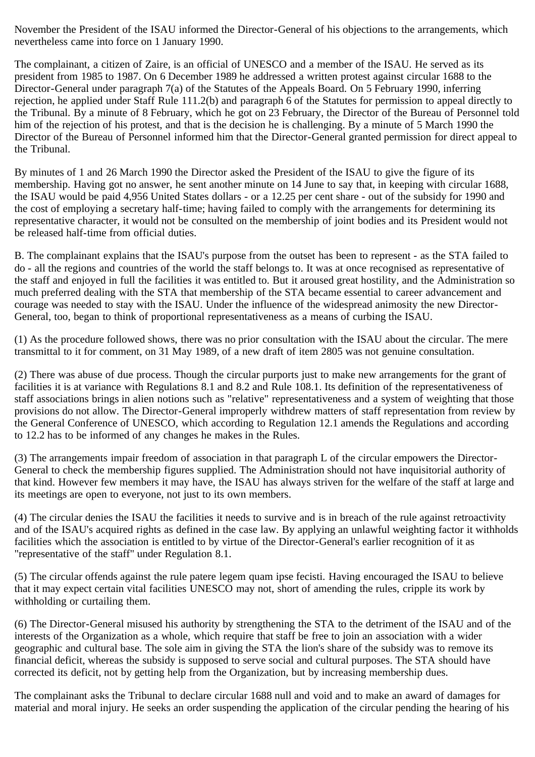November the President of the ISAU informed the Director-General of his objections to the arrangements, which nevertheless came into force on 1 January 1990.

The complainant, a citizen of Zaire, is an official of UNESCO and a member of the ISAU. He served as its president from 1985 to 1987. On 6 December 1989 he addressed a written protest against circular 1688 to the Director-General under paragraph 7(a) of the Statutes of the Appeals Board. On 5 February 1990, inferring rejection, he applied under Staff Rule 111.2(b) and paragraph 6 of the Statutes for permission to appeal directly to the Tribunal. By a minute of 8 February, which he got on 23 February, the Director of the Bureau of Personnel told him of the rejection of his protest, and that is the decision he is challenging. By a minute of 5 March 1990 the Director of the Bureau of Personnel informed him that the Director-General granted permission for direct appeal to the Tribunal.

By minutes of 1 and 26 March 1990 the Director asked the President of the ISAU to give the figure of its membership. Having got no answer, he sent another minute on 14 June to say that, in keeping with circular 1688, the ISAU would be paid 4,956 United States dollars - or a 12.25 per cent share - out of the subsidy for 1990 and the cost of employing a secretary half-time; having failed to comply with the arrangements for determining its representative character, it would not be consulted on the membership of joint bodies and its President would not be released half-time from official duties.

B. The complainant explains that the ISAU's purpose from the outset has been to represent - as the STA failed to do - all the regions and countries of the world the staff belongs to. It was at once recognised as representative of the staff and enjoyed in full the facilities it was entitled to. But it aroused great hostility, and the Administration so much preferred dealing with the STA that membership of the STA became essential to career advancement and courage was needed to stay with the ISAU. Under the influence of the widespread animosity the new Director-General, too, began to think of proportional representativeness as a means of curbing the ISAU.

(1) As the procedure followed shows, there was no prior consultation with the ISAU about the circular. The mere transmittal to it for comment, on 31 May 1989, of a new draft of item 2805 was not genuine consultation.

(2) There was abuse of due process. Though the circular purports just to make new arrangements for the grant of facilities it is at variance with Regulations 8.1 and 8.2 and Rule 108.1. Its definition of the representativeness of staff associations brings in alien notions such as "relative" representativeness and a system of weighting that those provisions do not allow. The Director-General improperly withdrew matters of staff representation from review by the General Conference of UNESCO, which according to Regulation 12.1 amends the Regulations and according to 12.2 has to be informed of any changes he makes in the Rules.

(3) The arrangements impair freedom of association in that paragraph L of the circular empowers the Director-General to check the membership figures supplied. The Administration should not have inquisitorial authority of that kind. However few members it may have, the ISAU has always striven for the welfare of the staff at large and its meetings are open to everyone, not just to its own members.

(4) The circular denies the ISAU the facilities it needs to survive and is in breach of the rule against retroactivity and of the ISAU's acquired rights as defined in the case law. By applying an unlawful weighting factor it withholds facilities which the association is entitled to by virtue of the Director-General's earlier recognition of it as "representative of the staff" under Regulation 8.1.

(5) The circular offends against the rule patere legem quam ipse fecisti. Having encouraged the ISAU to believe that it may expect certain vital facilities UNESCO may not, short of amending the rules, cripple its work by withholding or curtailing them.

(6) The Director-General misused his authority by strengthening the STA to the detriment of the ISAU and of the interests of the Organization as a whole, which require that staff be free to join an association with a wider geographic and cultural base. The sole aim in giving the STA the lion's share of the subsidy was to remove its financial deficit, whereas the subsidy is supposed to serve social and cultural purposes. The STA should have corrected its deficit, not by getting help from the Organization, but by increasing membership dues.

The complainant asks the Tribunal to declare circular 1688 null and void and to make an award of damages for material and moral injury. He seeks an order suspending the application of the circular pending the hearing of his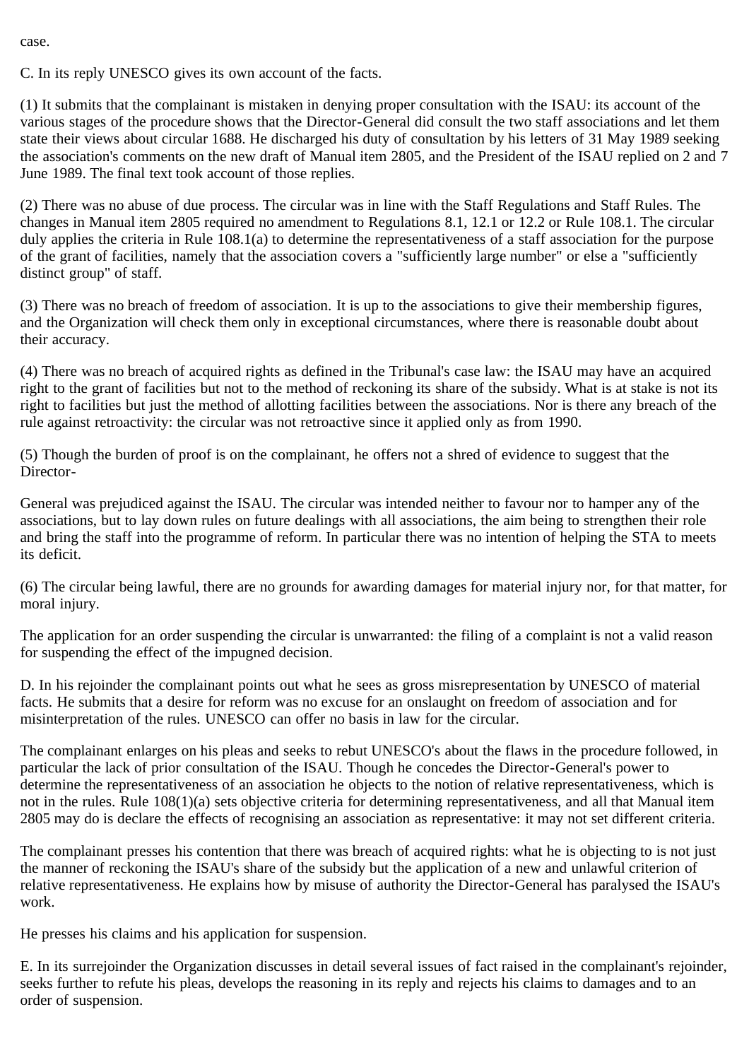case.

C. In its reply UNESCO gives its own account of the facts.

(1) It submits that the complainant is mistaken in denying proper consultation with the ISAU: its account of the various stages of the procedure shows that the Director-General did consult the two staff associations and let them state their views about circular 1688. He discharged his duty of consultation by his letters of 31 May 1989 seeking the association's comments on the new draft of Manual item 2805, and the President of the ISAU replied on 2 and 7 June 1989. The final text took account of those replies.

(2) There was no abuse of due process. The circular was in line with the Staff Regulations and Staff Rules. The changes in Manual item 2805 required no amendment to Regulations 8.1, 12.1 or 12.2 or Rule 108.1. The circular duly applies the criteria in Rule 108.1(a) to determine the representativeness of a staff association for the purpose of the grant of facilities, namely that the association covers a "sufficiently large number" or else a "sufficiently distinct group" of staff.

(3) There was no breach of freedom of association. It is up to the associations to give their membership figures, and the Organization will check them only in exceptional circumstances, where there is reasonable doubt about their accuracy.

(4) There was no breach of acquired rights as defined in the Tribunal's case law: the ISAU may have an acquired right to the grant of facilities but not to the method of reckoning its share of the subsidy. What is at stake is not its right to facilities but just the method of allotting facilities between the associations. Nor is there any breach of the rule against retroactivity: the circular was not retroactive since it applied only as from 1990.

(5) Though the burden of proof is on the complainant, he offers not a shred of evidence to suggest that the Director-

General was prejudiced against the ISAU. The circular was intended neither to favour nor to hamper any of the associations, but to lay down rules on future dealings with all associations, the aim being to strengthen their role and bring the staff into the programme of reform. In particular there was no intention of helping the STA to meets its deficit.

(6) The circular being lawful, there are no grounds for awarding damages for material injury nor, for that matter, for moral injury.

The application for an order suspending the circular is unwarranted: the filing of a complaint is not a valid reason for suspending the effect of the impugned decision.

D. In his rejoinder the complainant points out what he sees as gross misrepresentation by UNESCO of material facts. He submits that a desire for reform was no excuse for an onslaught on freedom of association and for misinterpretation of the rules. UNESCO can offer no basis in law for the circular.

The complainant enlarges on his pleas and seeks to rebut UNESCO's about the flaws in the procedure followed, in particular the lack of prior consultation of the ISAU. Though he concedes the Director-General's power to determine the representativeness of an association he objects to the notion of relative representativeness, which is not in the rules. Rule 108(1)(a) sets objective criteria for determining representativeness, and all that Manual item 2805 may do is declare the effects of recognising an association as representative: it may not set different criteria.

The complainant presses his contention that there was breach of acquired rights: what he is objecting to is not just the manner of reckoning the ISAU's share of the subsidy but the application of a new and unlawful criterion of relative representativeness. He explains how by misuse of authority the Director-General has paralysed the ISAU's work.

He presses his claims and his application for suspension.

E. In its surrejoinder the Organization discusses in detail several issues of fact raised in the complainant's rejoinder, seeks further to refute his pleas, develops the reasoning in its reply and rejects his claims to damages and to an order of suspension.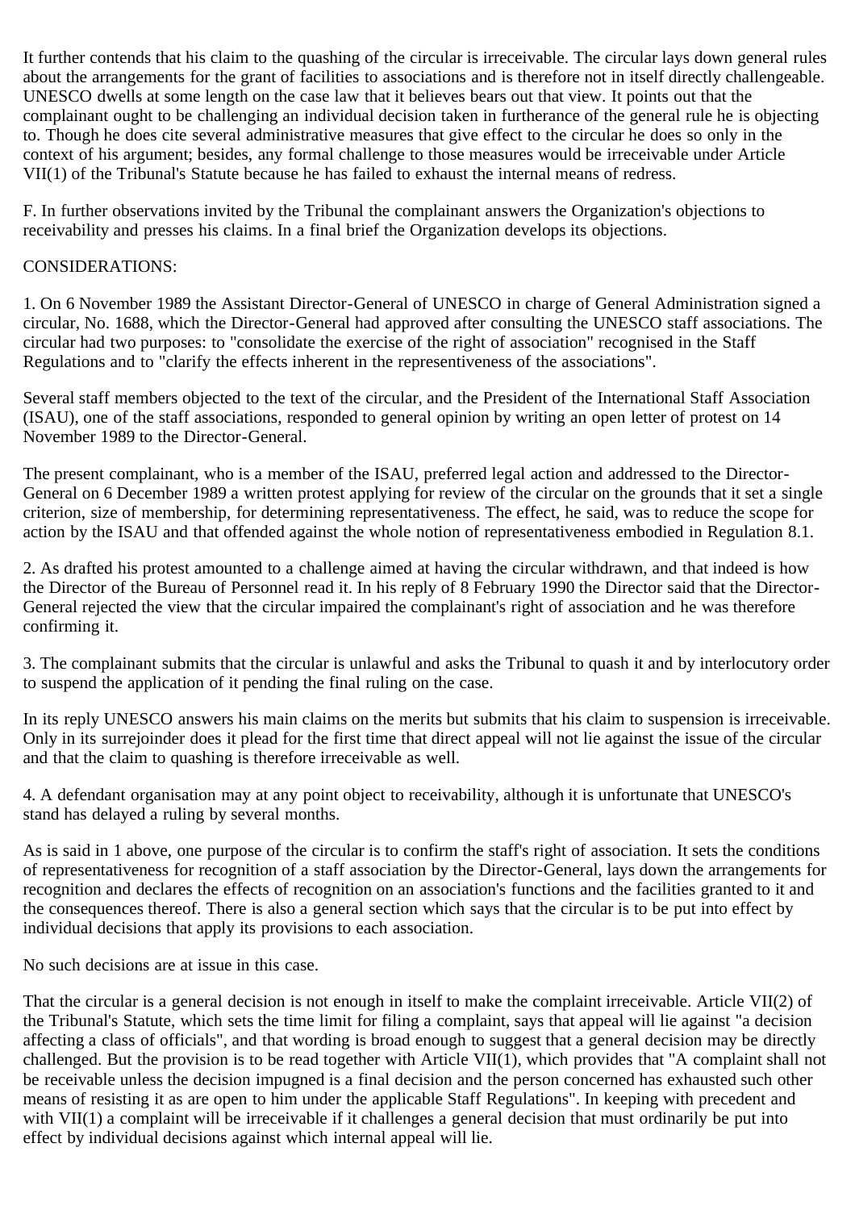It further contends that his claim to the quashing of the circular is irreceivable. The circular lays down general rules about the arrangements for the grant of facilities to associations and is therefore not in itself directly challengeable. UNESCO dwells at some length on the case law that it believes bears out that view. It points out that the complainant ought to be challenging an individual decision taken in furtherance of the general rule he is objecting to. Though he does cite several administrative measures that give effect to the circular he does so only in the context of his argument; besides, any formal challenge to those measures would be irreceivable under Article VII(1) of the Tribunal's Statute because he has failed to exhaust the internal means of redress.

F. In further observations invited by the Tribunal the complainant answers the Organization's objections to receivability and presses his claims. In a final brief the Organization develops its objections.

CONSIDERATIONS:

1. On 6 November 1989 the Assistant Director-General of UNESCO in charge of General Administration signed a circular, No. 1688, which the Director-General had approved after consulting the UNESCO staff associations. The circular had two purposes: to "consolidate the exercise of the right of association" recognised in the Staff Regulations and to "clarify the effects inherent in the representiveness of the associations".

Several staff members objected to the text of the circular, and the President of the International Staff Association (ISAU), one of the staff associations, responded to general opinion by writing an open letter of protest on 14 November 1989 to the Director-General.

The present complainant, who is a member of the ISAU, preferred legal action and addressed to the Director-General on 6 December 1989 a written protest applying for review of the circular on the grounds that it set a single criterion, size of membership, for determining representativeness. The effect, he said, was to reduce the scope for action by the ISAU and that offended against the whole notion of representativeness embodied in Regulation 8.1.

2. As drafted his protest amounted to a challenge aimed at having the circular withdrawn, and that indeed is how the Director of the Bureau of Personnel read it. In his reply of 8 February 1990 the Director said that the Director-General rejected the view that the circular impaired the complainant's right of association and he was therefore confirming it.

3. The complainant submits that the circular is unlawful and asks the Tribunal to quash it and by interlocutory order to suspend the application of it pending the final ruling on the case.

In its reply UNESCO answers his main claims on the merits but submits that his claim to suspension is irreceivable. Only in its surrejoinder does it plead for the first time that direct appeal will not lie against the issue of the circular and that the claim to quashing is therefore irreceivable as well.

4. A defendant organisation may at any point object to receivability, although it is unfortunate that UNESCO's stand has delayed a ruling by several months.

As is said in 1 above, one purpose of the circular is to confirm the staff's right of association. It sets the conditions of representativeness for recognition of a staff association by the Director-General, lays down the arrangements for recognition and declares the effects of recognition on an association's functions and the facilities granted to it and the consequences thereof. There is also a general section which says that the circular is to be put into effect by individual decisions that apply its provisions to each association.

No such decisions are at issue in this case.

That the circular is a general decision is not enough in itself to make the complaint irreceivable. Article VII(2) of the Tribunal's Statute, which sets the time limit for filing a complaint, says that appeal will lie against "a decision affecting a class of officials", and that wording is broad enough to suggest that a general decision may be directly challenged. But the provision is to be read together with Article VII(1), which provides that "A complaint shall not be receivable unless the decision impugned is a final decision and the person concerned has exhausted such other means of resisting it as are open to him under the applicable Staff Regulations". In keeping with precedent and with VII(1) a complaint will be irreceivable if it challenges a general decision that must ordinarily be put into effect by individual decisions against which internal appeal will lie.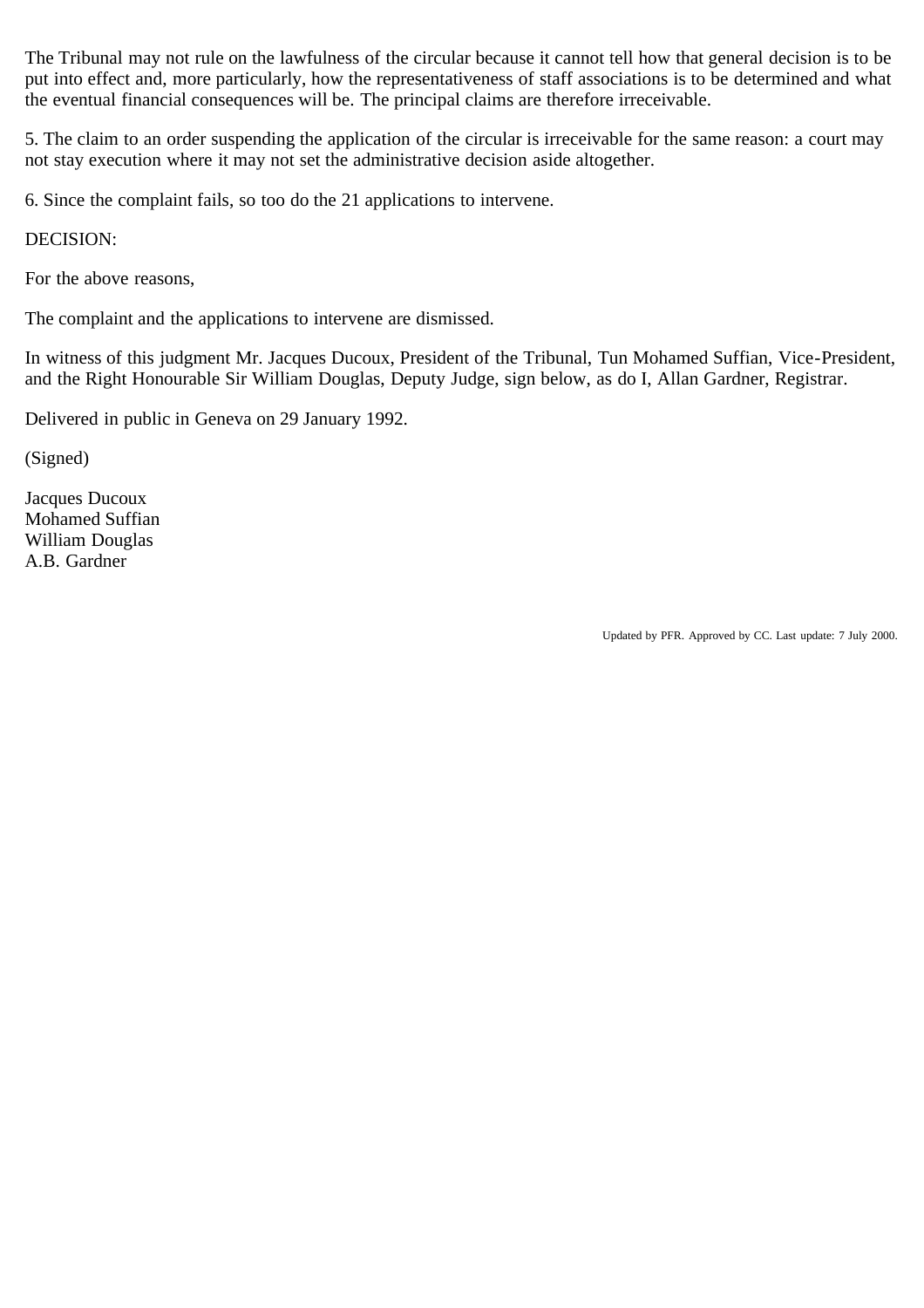The Tribunal may not rule on the lawfulness of the circular because it cannot tell how that general decision is to be put into effect and, more particularly, how the representativeness of staff associations is to be determined and what the eventual financial consequences will be. The principal claims are therefore irreceivable.

5. The claim to an order suspending the application of the circular is irreceivable for the same reason: a court may not stay execution where it may not set the administrative decision aside altogether.

6. Since the complaint fails, so too do the 21 applications to intervene.

DECISION:

For the above reasons,

The complaint and the applications to intervene are dismissed.

In witness of this judgment Mr. Jacques Ducoux, President of the Tribunal, Tun Mohamed Suffian, Vice-President, and the Right Honourable Sir William Douglas, Deputy Judge, sign below, as do I, Allan Gardner, Registrar.

Delivered in public in Geneva on 29 January 1992.

(Signed)

Jacques Ducoux
Mohamed Suffian
William Douglas
A.B. Gardner

Updated by PFR. Approved by CC. Last update: 7 July 2000.